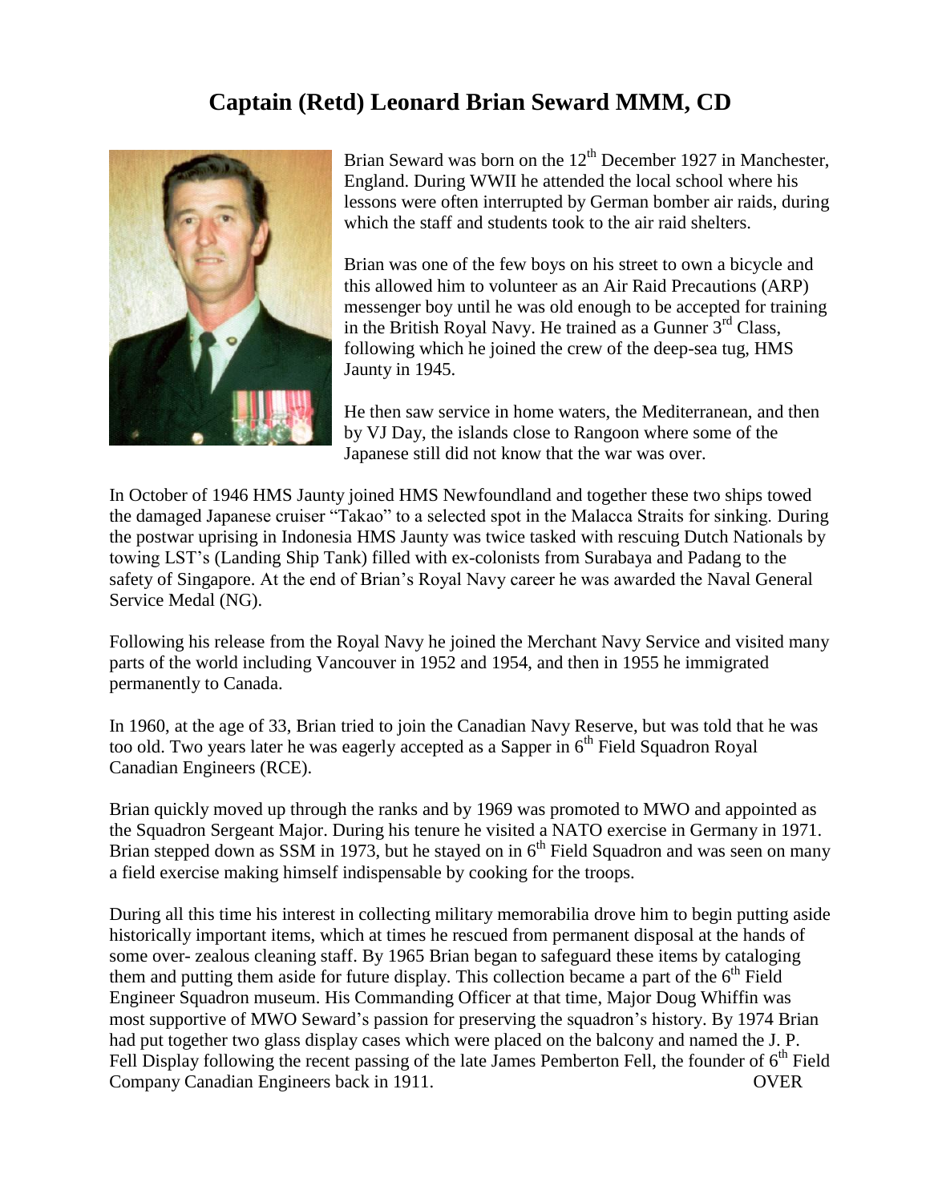# Captain (Retd) Leonard Brian Seward MMM, CD

Brian Seward was born on the 12th December 1927 in Manchester, England. During WWII he attended the local school where his lessons were often interrupted by German bomber air raids, during which the staff and students took to the air raid shelters.

Brian was one of the few boys on his street to own a bicycle and this allowed him to volunteer as an Air Raid Precautions (ARP) messenger boy until he was old enough to be accepted for training in the British Royal Navy. He trained as a Gunner 3rd Class, following which he joined the crew of the deep-sea tug, HMS Jaunty in 1945.

He then saw service in home waters, the Mediterranean, and then by VJ Day, the islands close to Rangoon where some of the Japanese still did not know that the war was over.

In October of 1946 HMS Jaunty joined HMS Newfoundland and together these two ships towed the damaged Japanese cruiser "Takao" to a selected spot in the Malacca Straits for sinking. During the postwar uprising in Indonesia HMS Jaunty was twice tasked with rescuing Dutch Nationals by towing LST's (Landing Ship Tank) filled with ex-colonists from Surabaya and Padang to the safety of Singapore. At the end of Brian's Royal Navy career he was awarded the Naval General Service Medal (NG).

Following his release from the Royal Navy he joined the Merchant Navy Service and visited many parts of the world including Vancouver in 1952 and 1954, and then in 1955 he immigrated permanently to Canada.

In 1960, at the age of 33, Brian tried to join the Canadian Navy Reserve, but was told that he was too old. Two years later he was eagerly accepted as a Sapper in 6th Field Squadron Royal Canadian Engineers (RCE).

Brian quickly moved up through the ranks and by 1969 was promoted to MWO and appointed as the Squadron Sergeant Major. During his tenure he visited a NATO exercise in Germany in 1971. Brian stepped down as SSM in 1973, but he stayed on in 6th Field Squadron and was seen on many a field exercise making himself indispensable by cooking for the troops.

During all this time his interest in collecting military memorabilia drove him to begin putting aside historically important items, which at times he rescued from permanent disposal at the hands of some over- zealous cleaning staff. By 1965 Brian began to safeguard these items by cataloging them and putting them aside for future display. This collection became a part of the 6th Field Engineer Squadron museum. His Commanding Officer at that time, Major Doug Whiffin was most supportive of MWO Seward's passion for preserving the squadron's history. By 1974 Brian had put together two glass display cases which were placed on the balcony and named the J. P. Fell Display following the recent passing of the late James Pemberton Fell, the founder of 6th Field Company Canadian Engineers back in 1911.

OVER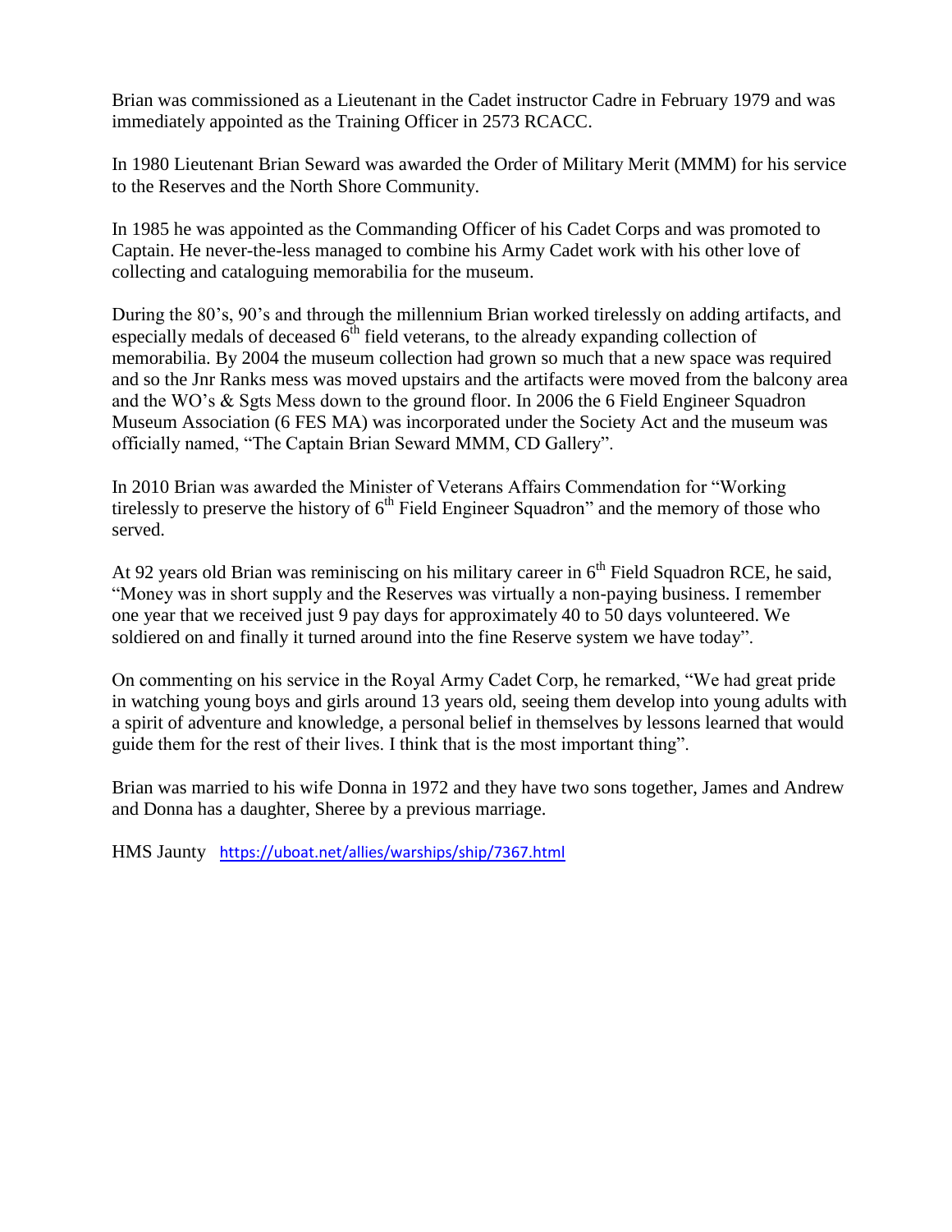Brian was commissioned as a Lieutenant in the Cadet instructor Cadre in February 1979 and was immediately appointed as the Training Officer in 2573 RCACC.

In 1980 Lieutenant Brian Seward was awarded the Order of Military Merit (MMM) for his service to the Reserves and the North Shore Community.

In 1985 he was appointed as the Commanding Officer of his Cadet Corps and was promoted to Captain. He never-the-less managed to combine his Army Cadet work with his other love of collecting and cataloguing memorabilia for the museum.

During the 80's, 90's and through the millennium Brian worked tirelessly on adding artifacts, and especially medals of deceased 6th field veterans, to the already expanding collection of memorabilia. By 2004 the museum collection had grown so much that a new space was required and so the Jnr Ranks mess was moved upstairs and the artifacts were moved from the balcony area and the WO's & Sgts Mess down to the ground floor. In 2006 the 6 Field Engineer Squadron Museum Association (6 FES MA) was incorporated under the Society Act and the museum was officially named, "The Captain Brian Seward MMM, CD Gallery".

In 2010 Brian was awarded the Minister of Veterans Affairs Commendation for "Working tirelessly to preserve the history of 6th Field Engineer Squadron" and the memory of those who served.

At 92 years old Brian was reminiscing on his military career in 6th Field Squadron RCE, he said, "Money was in short supply and the Reserves was virtually a non-paying business. I remember one year that we received just 9 pay days for approximately 40 to 50 days volunteered. We soldiered on and finally it turned around into the fine Reserve system we have today".

On commenting on his service in the Royal Army Cadet Corp, he remarked, "We had great pride in watching young boys and girls around 13 years old, seeing them develop into young adults with a spirit of adventure and knowledge, a personal belief in themselves by lessons learned that would guide them for the rest of their lives. I think that is the most important thing".

Brian was married to his wife Donna in 1972 and they have two sons together, James and Andrew and Donna has a daughter, Sheree by a previous marriage.

HMS Jaunty https://uboat.net/allies/warships/ship/7367.html